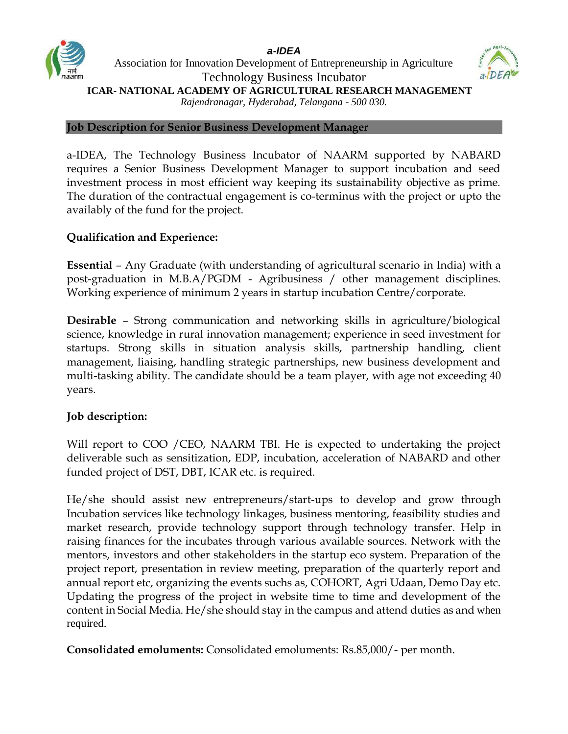**a-IDEA**

Association for Innovation Development of Entrepreneurship in Agriculture

Technology Business Incubator

**ICAR- NATIONAL ACADEMY OF AGRICULTURAL RESEARCH MANAGEMENT**

*Rajendranagar, Hyderabad, Telangana - 500 030.*

## Job Description for Senior Business Development Manager

a-IDEA, The Technology Business Incubator of NAARM supported by NABARD requires a Senior Business Development Manager to support incubation and seed investment process in most efficient way keeping its sustainability objective as prime. The duration of the contractual engagement is co-terminus with the project or upto the availaby of the fund for the project.

### Qualification and Experience:

**Essential** – Any Graduate (with understanding of agricultural scenario in India) with a post-graduation in M.B.A/PGDM - Agribusiness / other management disciplines. Working experience of minimum 2 years in startup incubation Centre/corporate.

**Desirable** – Strong communication and networking skills in agriculture/biological science, knowledge in rural innovation management; experience in seed investment for startups. Strong skills in situation analysis skills, partnership handling, client management, liaising, handling strategic partnerships, new business development and multi-tasking ability. The candidate should be a team player, with age not exceeding 40 years.

### Job description:

Will report to COO /CEO, NAARM TBI. He is expected to undertaking the project deliverable such as sensitization, EDP, incubation, acceleration of NABARD and other funded project of DST, DBT, ICAR etc. is required.

He/she should assist new entrepreneurs/start-ups to develop and grow through Incubation services like technology linkages, business mentoring, feasibility studies and market research, provide technology support through technology transfer. Help in raising finances for the incubates through various available sources. Network with the mentors, investors and other stakeholders in the startup eco system. Preparation of the project report, presentation in review meeting, preparation of the quarterly report and annual report etc, organizing the events suchs as, COHORT, Agri Udaan, Demo Day etc. Updating the progress of the project in website time to time and development of the content in Social Media. He/she should stay in the campus and attend duties as and when required.

**Consolidated emoluments:** Consolidated emoluments: Rs.85,000/- per month.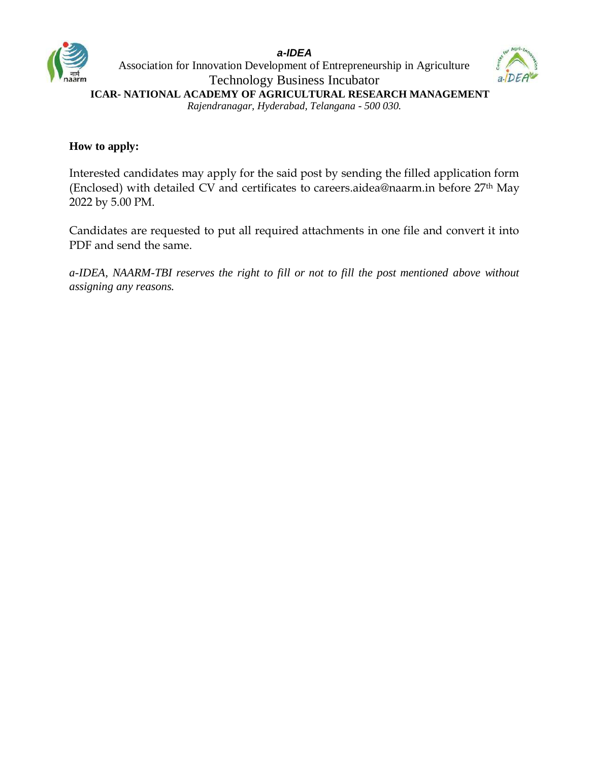**How to apply:**

Interested candidates may apply for the said post by sending the filled application form (Enclosed) with detailed CV and certificates to careers.aidea@naarm.in before 27th May 2022 by 5.00 PM.

Candidates are requested to put all required attachments in one file and convert it into PDF and send the same.

*a-IDEA, NAARM-TBI reserves the right to fill or not to fill the post mentioned above without assigning any reasons.*